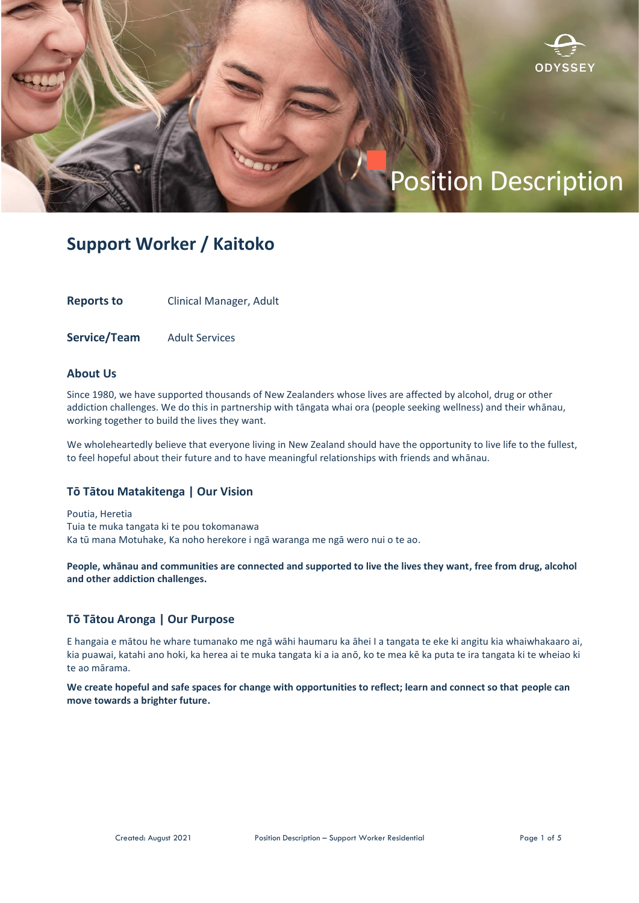ODYSSEY

# Position Description

## Support Worker / Kaitoko

**Reports to** Clinical Manager, Adult

**Service/Team** Adult Services

### About Us

Since 1980, we have supported thousands of New Zealanders whose lives are affected by alcohol, drug or other addiction challenges. We do this in partnership with tāngata whai ora (people seeking wellness) and their whānau, working together to build the lives they want.

We wholeheartedly believe that everyone living in New Zealand should have the opportunity to live life to the fullest, to feel hopeful about their future and to have meaningful relationships with friends and whānau.

### Tō Tātou Matakitenga | Our Vision

Poutia, Heretia
Tuia te muka tangata ki te pou tokomanawa
Ka tū mana Motuhake, Ka noho herekore i ngā waranga me ngā wero nui o te ao.

**People, whānau and communities are connected and supported to live the lives they want, free from drug, alcohol and other addiction challenges.**

### Tō Tātou Aronga | Our Purpose

E hangaia e mātou he whare tumanako me ngā wāhi haumaru ka āhei I a tangata te eke ki angitu kia whaiwhakaaro ai, kia puawai, katahi ano hoki, ka herea ai te muka tangata ki a ia anō, ko te mea kē ka puta te ira tangata ki te wheiao ki te ao mārama.

**We create hopeful and safe spaces for change with opportunities to reflect; learn and connect so that people can move towards a brighter future.**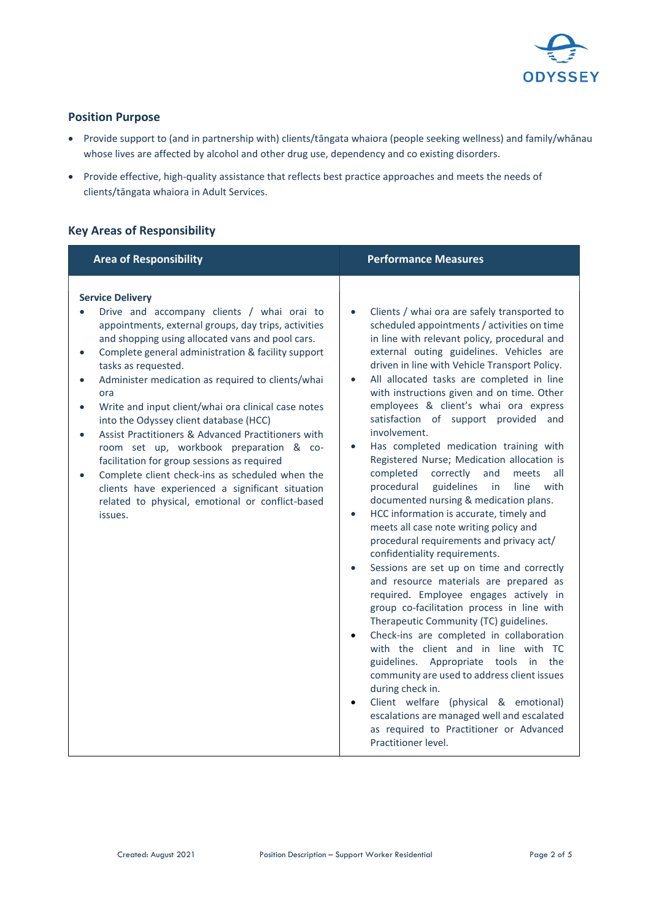## Position Purpose

- Provide support to (and in partnership with) clients/tāngata whaiora (people seeking wellness) and family/whānau whose lives are affected by alcohol and other drug use, dependency and co existing disorders.
- Provide effective, high-quality assistance that reflects best practice approaches and meets the needs of clients/tāngata whaiora in Adult Services.

## Key Areas of Responsibility

| Area of Responsibility | Performance Measures |
|---|---|
| **Service Delivery**<br>• Drive and accompany clients / whai orai to appointments, external groups, day trips, activities and shopping using allocated vans and pool cars.<br>• Complete general administration & facility support tasks as requested.<br>• Administer medication as required to clients/whai ora<br>• Write and input client/whai ora clinical case notes into the Odyssey client database (HCC)<br>• Assist Practitioners & Advanced Practitioners with room set up, workbook preparation & co-facilitation for group sessions as required<br>• Complete client check-ins as scheduled when the clients have experienced a significant situation related to physical, emotional or conflict-based issues. | • Clients / whai ora are safely transported to scheduled appointments / activities on time in line with relevant policy, procedural and external outing guidelines. Vehicles are driven in line with Vehicle Transport Policy.<br>• All allocated tasks are completed in line with instructions given and on time. Other employees & client's whai ora express satisfaction of support provided and involvement.<br>• Has completed medication training with Registered Nurse; Medication allocation is completed correctly and meets all procedural guidelines in line with documented nursing & medication plans.<br>• HCC information is accurate, timely and meets all case note writing policy and procedural requirements and privacy act/ confidentiality requirements.<br>• Sessions are set up on time and correctly and resource materials are prepared as required. Employee engages actively in group co-facilitation process in line with Therapeutic Community (TC) guidelines.<br>• Check-ins are completed in collaboration with the client and in line with TC guidelines. Appropriate tools in the community are used to address client issues during check in.<br>• Client welfare (physical & emotional) escalations are managed well and escalated as required to Practitioner or Advanced Practitioner level. |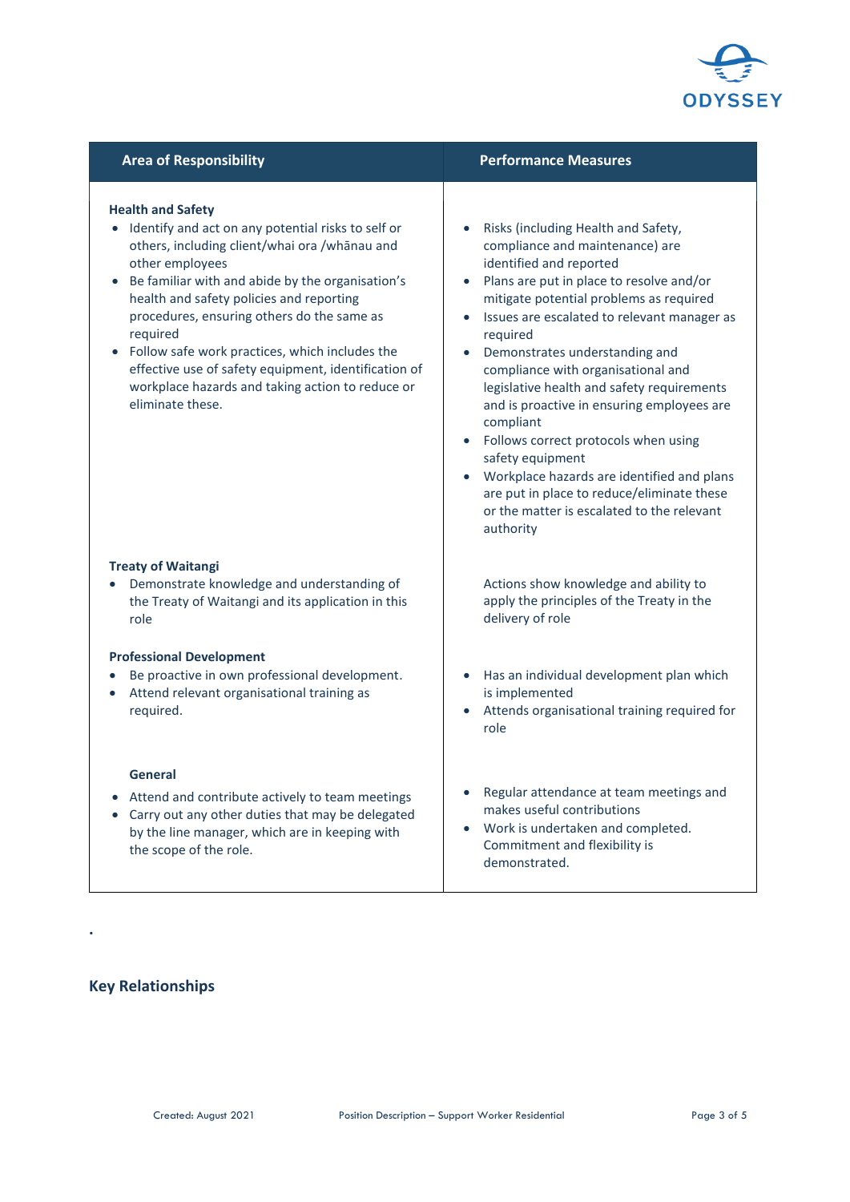| Area of Responsibility | Performance Measures |
|---|---|
| **Health and Safety**<br>• Identify and act on any potential risks to self or others, including client/whai ora /whānau and other employees<br>• Be familiar with and abide by the organisation's health and safety policies and reporting procedures, ensuring others do the same as required<br>• Follow safe work practices, which includes the effective use of safety equipment, identification of workplace hazards and taking action to reduce or eliminate these. | • Risks (including Health and Safety, compliance and maintenance) are identified and reported<br>• Plans are put in place to resolve and/or mitigate potential problems as required<br>• Issues are escalated to relevant manager as required<br>• Demonstrates understanding and compliance with organisational and legislative health and safety requirements and is proactive in ensuring employees are compliant<br>• Follows correct protocols when using safety equipment<br>• Workplace hazards are identified and plans are put in place to reduce/eliminate these or the matter is escalated to the relevant authority |
| **Treaty of Waitangi**<br>• Demonstrate knowledge and understanding of the Treaty of Waitangi and its application in this role | Actions show knowledge and ability to apply the principles of the Treaty in the delivery of role |
| **Professional Development**<br>• Be proactive in own professional development.<br>• Attend relevant organisational training as required. | • Has an individual development plan which is implemented<br>• Attends organisational training required for role |
| **General**<br>• Attend and contribute actively to team meetings<br>• Carry out any other duties that may be delegated by the line manager, which are in keeping with the scope of the role. | • Regular attendance at team meetings and makes useful contributions<br>• Work is undertaken and completed. Commitment and flexibility is demonstrated. |

.

## Key Relationships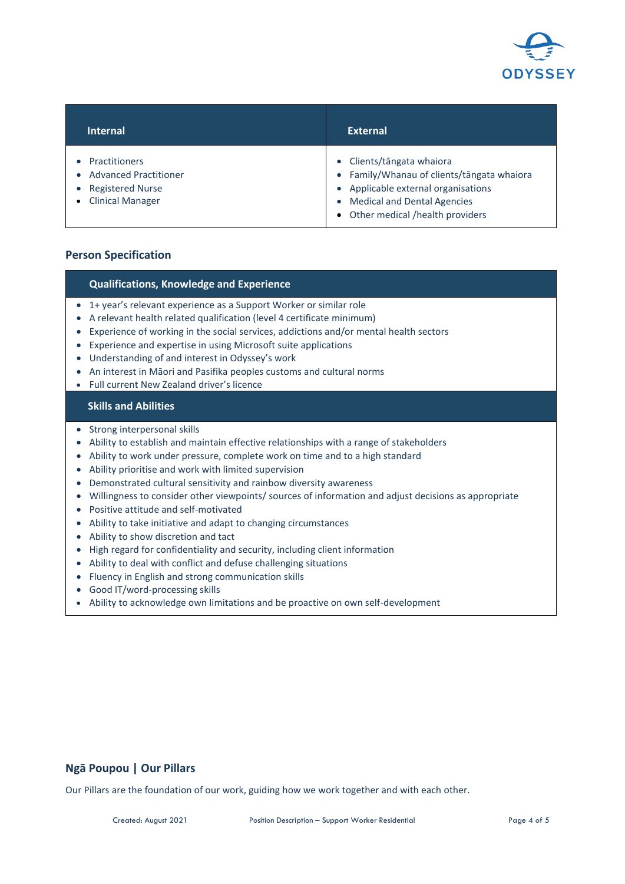| Internal | External |
|---|---|
| • Practitioners<br>• Advanced Practitioner<br>• Registered Nurse<br>• Clinical Manager | • Clients/tāngata whaiora<br>• Family/Whanau of clients/tāngata whaiora<br>• Applicable external organisations<br>• Medical and Dental Agencies<br>• Other medical /health providers |

## Person Specification

### Qualifications, Knowledge and Experience

- 1+ year's relevant experience as a Support Worker or similar role
- A relevant health related qualification (level 4 certificate minimum)
- Experience of working in the social services, addictions and/or mental health sectors
- Experience and expertise in using Microsoft suite applications
- Understanding of and interest in Odyssey's work
- An interest in Māori and Pasifika peoples customs and cultural norms
- Full current New Zealand driver's licence

### Skills and Abilities

- Strong interpersonal skills
- Ability to establish and maintain effective relationships with a range of stakeholders
- Ability to work under pressure, complete work on time and to a high standard
- Ability prioritise and work with limited supervision
- Demonstrated cultural sensitivity and rainbow diversity awareness
- Willingness to consider other viewpoints/ sources of information and adjust decisions as appropriate
- Positive attitude and self-motivated
- Ability to take initiative and adapt to changing circumstances
- Ability to show discretion and tact
- High regard for confidentiality and security, including client information
- Ability to deal with conflict and defuse challenging situations
- Fluency in English and strong communication skills
- Good IT/word-processing skills
- Ability to acknowledge own limitations and be proactive on own self-development

## Ngā Poupou | Our Pillars

Our Pillars are the foundation of our work, guiding how we work together and with each other.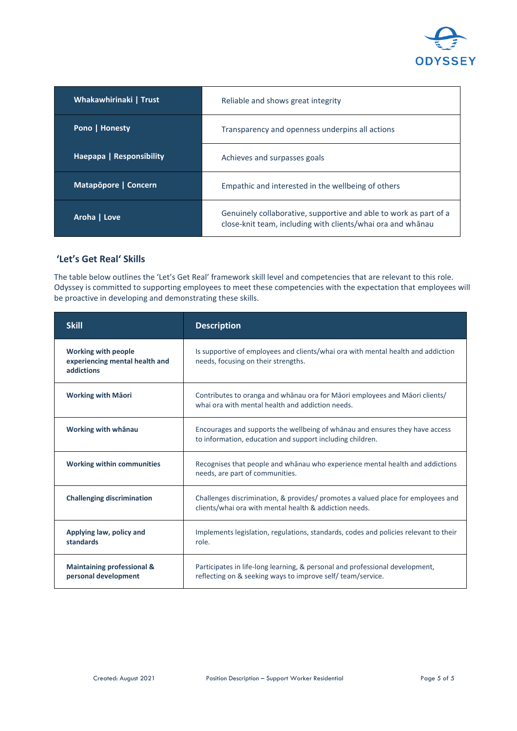| | |
|---|---|
| **Whakawhirinaki \| Trust** | Reliable and shows great integrity |
| **Pono \| Honesty** | Transparency and openness underpins all actions |
| **Haepapa \| Responsibility** | Achieves and surpasses goals |
| **Matapōpore \| Concern** | Empathic and interested in the wellbeing of others |
| **Aroha \| Love** | Genuinely collaborative, supportive and able to work as part of a close-knit team, including with clients/whai ora and whānau |

## 'Let's Get Real' Skills

The table below outlines the 'Let's Get Real' framework skill level and competencies that are relevant to this role. Odyssey is committed to supporting employees to meet these competencies with the expectation that employees will be proactive in developing and demonstrating these skills.

| Skill | Description |
|---|---|
| **Working with people experiencing mental health and addictions** | Is supportive of employees and clients/whai ora with mental health and addiction needs, focusing on their strengths. |
| **Working with Māori** | Contributes to oranga and whānau ora for Māori employees and Māori clients/ whai ora with mental health and addiction needs. |
| **Working with whānau** | Encourages and supports the wellbeing of whānau and ensures they have access to information, education and support including children. |
| **Working within communities** | Recognises that people and whānau who experience mental health and addictions needs, are part of communities. |
| **Challenging discrimination** | Challenges discrimination, & provides/ promotes a valued place for employees and clients/whai ora with mental health & addiction needs. |
| **Applying law, policy and standards** | Implements legislation, regulations, standards, codes and policies relevant to their role. |
| **Maintaining professional & personal development** | Participates in life-long learning, & personal and professional development, reflecting on & seeking ways to improve self/ team/service. |